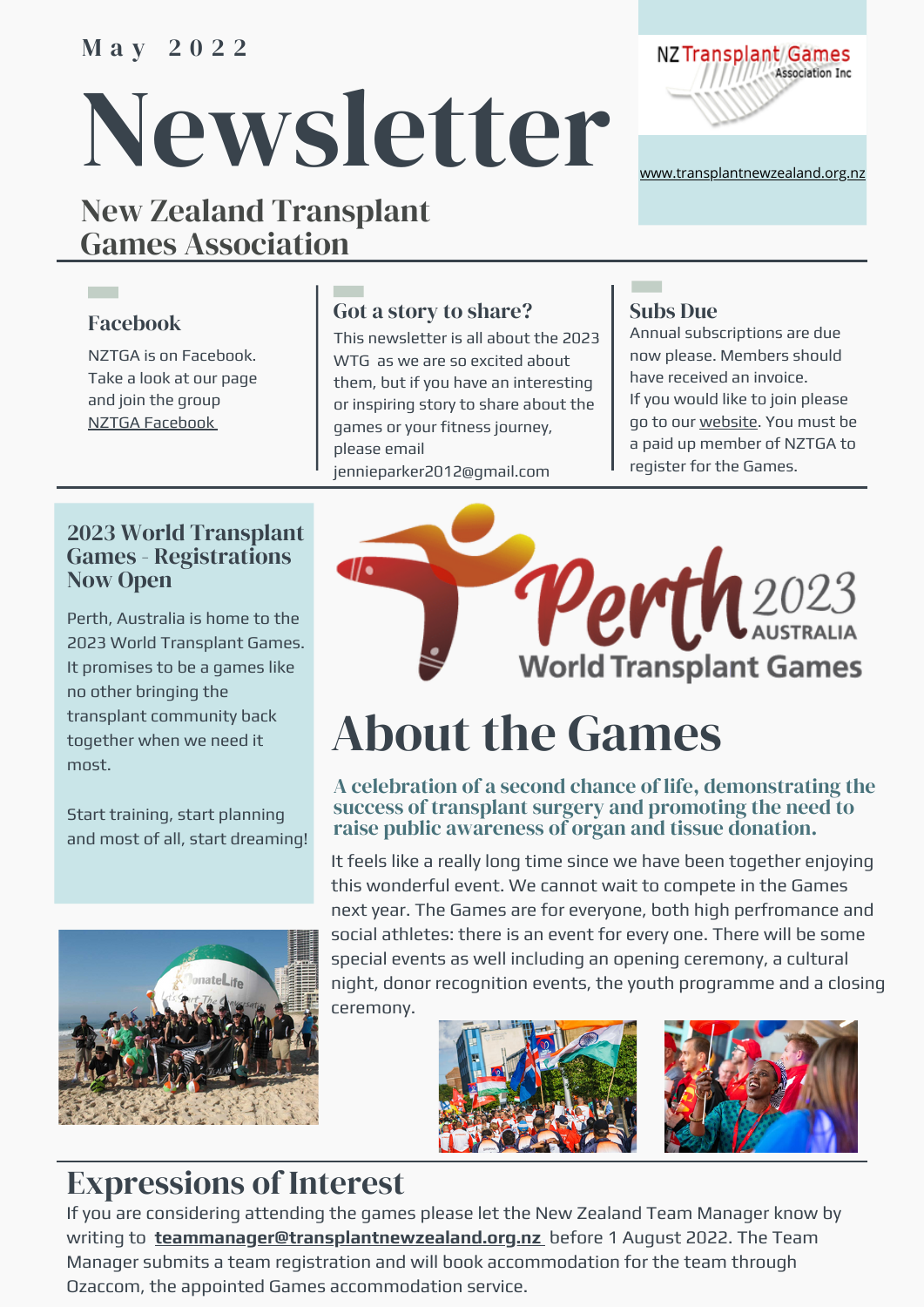May 2022

# Newsletter

## New Zealand Transplant Games Association

NZ Transplant Games Association Inc

www.transplantnewzealand.org.nz

### Facebook

NZTGA is on Facebook. Take a look at our page and join the group NZTGA Facebook

### Got a story to share?

This newsletter is all about the 2023 WTG as we are so excited about them, but if you have an interesting or inspiring story to share about the games or your fitness journey, please email jennieparker2012@gmail.com

### Subs Due

Annual subscriptions are due now please. Members should have received an invoice.
If you would like to join please go to our website. You must be a paid up member of NZTGA to register for the Games.

### 2023 World Transplant Games - Registrations Now Open

Perth, Australia is home to the 2023 World Transplant Games. It promises to be a games like no other bringing the transplant community back together when we need it most.

Start training, start planning and most of all, start dreaming!

Perth 2023 AUSTRALIA World Transplant Games

## About the Games

**A celebration of a second chance of life, demonstrating the success of transplant surgery and promoting the need to raise public awareness of organ and tissue donation.**

It feels like a really long time since we have been together enjoying this wonderful event. We cannot wait to compete in the Games next year. The Games are for everyone, both high perfromance and social athletes: there is an event for every one. There will be some special events as well including an opening ceremony, a cultural night, donor recognition events, the youth programme and a closing ceremony.

## Expressions of Interest

If you are considering attending the games please let the New Zealand Team Manager know by writing to **teammanager@transplantnewzealand.org.nz** before 1 August 2022. The Team Manager submits a team registration and will book accommodation for the team through Ozaccom, the appointed Games accommodation service.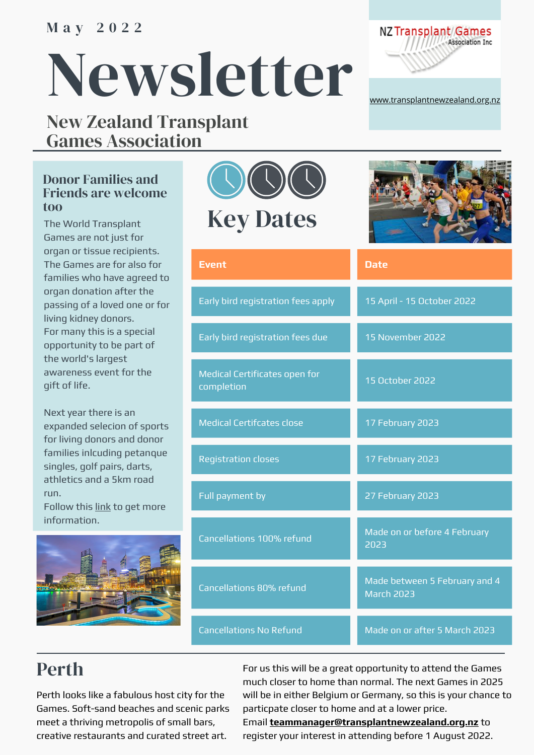May 2022

# Newsletter

## New Zealand Transplant Games Association

NZ Transplant Games Association Inc

www.transplantnewzealand.org.nz

### Donor Families and Friends are welcome too

The World Transplant Games are not just for organ or tissue recipients. The Games are for also for families who have agreed to organ donation after the passing of a loved one or for living kidney donors. For many this is a special opportunity to be part of the world's largest awareness event for the gift of life.

Next year there is an expanded selection of sports for living donors and donor families inlcuding petanque singles, golf pairs, darts, athletics and a 5km road run. Follow this link to get more information.

## Key Dates

| Event | Date |
| --- | --- |
| Early bird registration fees apply | 15 April - 15 October 2022 |
| Early bird registration fees due | 15 November 2022 |
| Medical Certificates open for completion | 15 October 2022 |
| Medical Certifcates close | 17 February 2023 |
| Registration closes | 17 February 2023 |
| Full payment by | 27 February 2023 |
| Cancellations 100% refund | Made on or before 4 February 2023 |
| Cancellations 80% refund | Made between 5 February and 4 March 2023 |
| Cancellations No Refund | Made on or after 5 March 2023 |

## Perth

Perth looks like a fabulous host city for the Games. Soft-sand beaches and scenic parks meet a thriving metropolis of small bars, creative restaurants and curated street art.

For us this will be a great opportunity to attend the Games much closer to home than normal. The next Games in 2025 will be in either Belgium or Germany, so this is your chance to particpate closer to home and at a lower price. Email **teammanager@transplantnewzealand.org.nz** to register your interest in attending before 1 August 2022.